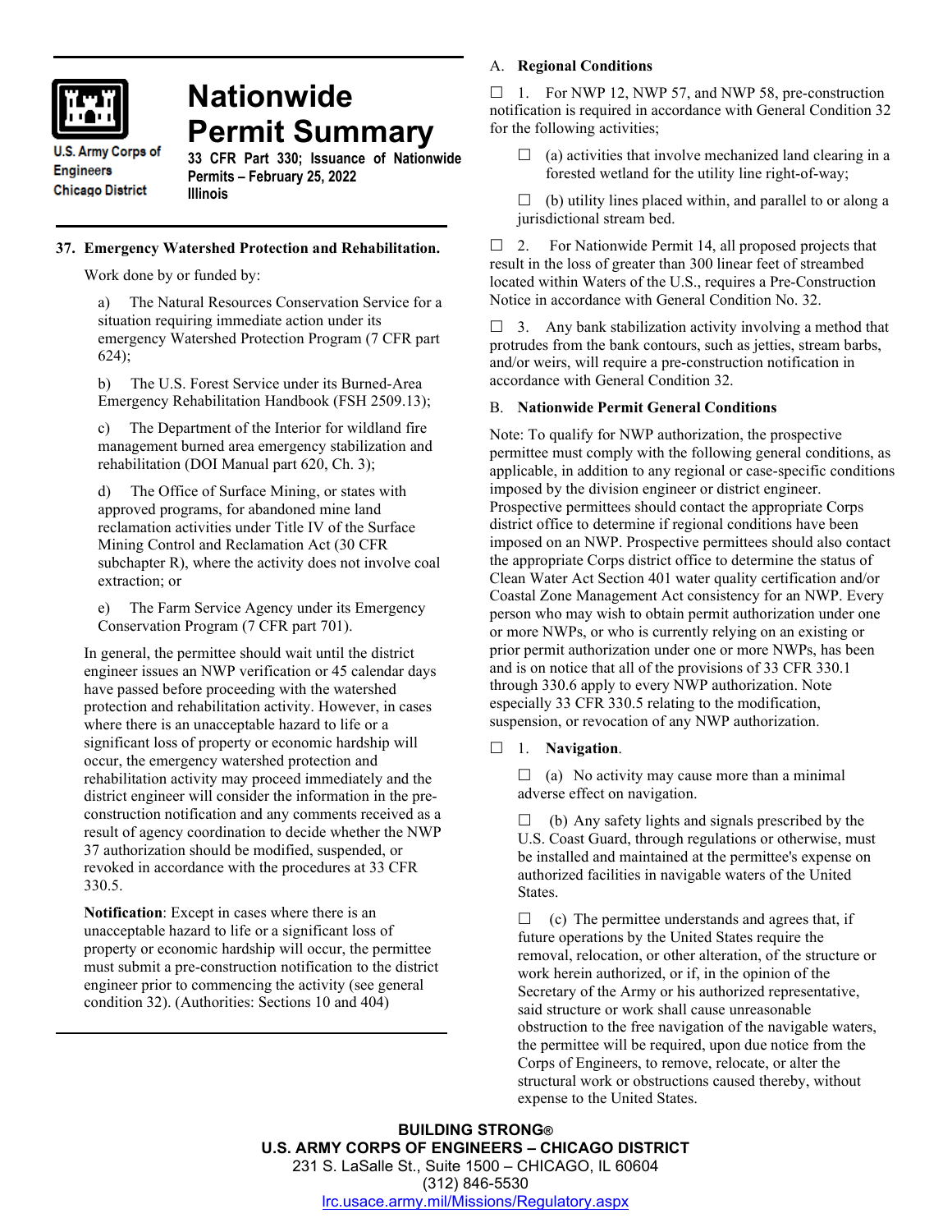U.S. Army Corps of Engineers
Chicago District

# Nationwide Permit Summary

**33 CFR Part 330; Issuance of Nationwide Permits – February 25, 2022**
**Illinois**

## 37. Emergency Watershed Protection and Rehabilitation.

Work done by or funded by:

a) The Natural Resources Conservation Service for a situation requiring immediate action under its emergency Watershed Protection Program (7 CFR part 624);

b) The U.S. Forest Service under its Burned-Area Emergency Rehabilitation Handbook (FSH 2509.13);

c) The Department of the Interior for wildland fire management burned area emergency stabilization and rehabilitation (DOI Manual part 620, Ch. 3);

d) The Office of Surface Mining, or states with approved programs, for abandoned mine land reclamation activities under Title IV of the Surface Mining Control and Reclamation Act (30 CFR subchapter R), where the activity does not involve coal extraction; or

e) The Farm Service Agency under its Emergency Conservation Program (7 CFR part 701).

In general, the permittee should wait until the district engineer issues an NWP verification or 45 calendar days have passed before proceeding with the watershed protection and rehabilitation activity. However, in cases where there is an unacceptable hazard to life or a significant loss of property or economic hardship will occur, the emergency watershed protection and rehabilitation activity may proceed immediately and the district engineer will consider the information in the pre-construction notification and any comments received as a result of agency coordination to decide whether the NWP 37 authorization should be modified, suspended, or revoked in accordance with the procedures at 33 CFR 330.5.

**Notification**: Except in cases where there is an unacceptable hazard to life or a significant loss of property or economic hardship will occur, the permittee must submit a pre-construction notification to the district engineer prior to commencing the activity (see general condition 32). (Authorities: Sections 10 and 404)

## A. Regional Conditions

☐ 1. For NWP 12, NWP 57, and NWP 58, pre-construction notification is required in accordance with General Condition 32 for the following activities;

- ☐ (a) activities that involve mechanized land clearing in a forested wetland for the utility line right-of-way;
- ☐ (b) utility lines placed within, and parallel to or along a jurisdictional stream bed.

☐ 2. For Nationwide Permit 14, all proposed projects that result in the loss of greater than 300 linear feet of streambed located within Waters of the U.S., requires a Pre-Construction Notice in accordance with General Condition No. 32.

☐ 3. Any bank stabilization activity involving a method that protrudes from the bank contours, such as jetties, stream barbs, and/or weirs, will require a pre-construction notification in accordance with General Condition 32.

## B. Nationwide Permit General Conditions

Note: To qualify for NWP authorization, the prospective permittee must comply with the following general conditions, as applicable, in addition to any regional or case-specific conditions imposed by the division engineer or district engineer. Prospective permittees should contact the appropriate Corps district office to determine if regional conditions have been imposed on an NWP. Prospective permittees should also contact the appropriate Corps district office to determine the status of Clean Water Act Section 401 water quality certification and/or Coastal Zone Management Act consistency for an NWP. Every person who may wish to obtain permit authorization under one or more NWPs, or who is currently relying on an existing or prior permit authorization under one or more NWPs, has been and is on notice that all of the provisions of 33 CFR 330.1 through 330.6 apply to every NWP authorization. Note especially 33 CFR 330.5 relating to the modification, suspension, or revocation of any NWP authorization.

☐ 1. **Navigation**.

- ☐ (a) No activity may cause more than a minimal adverse effect on navigation.
- ☐ (b) Any safety lights and signals prescribed by the U.S. Coast Guard, through regulations or otherwise, must be installed and maintained at the permittee's expense on authorized facilities in navigable waters of the United States.
- ☐ (c) The permittee understands and agrees that, if future operations by the United States require the removal, relocation, or other alteration, of the structure or work herein authorized, or if, in the opinion of the Secretary of the Army or his authorized representative, said structure or work shall cause unreasonable obstruction to the free navigation of the navigable waters, the permittee will be required, upon due notice from the Corps of Engineers, to remove, relocate, or alter the structural work or obstructions caused thereby, without expense to the United States.

**BUILDING STRONG®**
**U.S. ARMY CORPS OF ENGINEERS – CHICAGO DISTRICT**
231 S. LaSalle St., Suite 1500 – CHICAGO, IL 60604
(312) 846-5530
lrc.usace.army.mil/Missions/Regulatory.aspx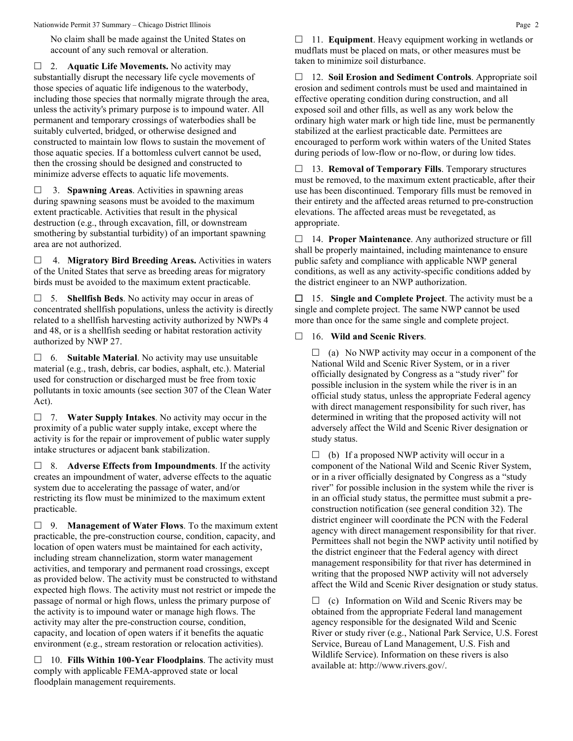No claim shall be made against the United States on account of any such removal or alteration.

☐ 2. **Aquatic Life Movements.** No activity may substantially disrupt the necessary life cycle movements of those species of aquatic life indigenous to the waterbody, including those species that normally migrate through the area, unless the activity's primary purpose is to impound water. All permanent and temporary crossings of waterbodies shall be suitably culverted, bridged, or otherwise designed and constructed to maintain low flows to sustain the movement of those aquatic species. If a bottomless culvert cannot be used, then the crossing should be designed and constructed to minimize adverse effects to aquatic life movements.

☐ 3. **Spawning Areas**. Activities in spawning areas during spawning seasons must be avoided to the maximum extent practicable. Activities that result in the physical destruction (e.g., through excavation, fill, or downstream smothering by substantial turbidity) of an important spawning area are not authorized.

☐ 4. **Migratory Bird Breeding Areas.** Activities in waters of the United States that serve as breeding areas for migratory birds must be avoided to the maximum extent practicable.

☐ 5. **Shellfish Beds**. No activity may occur in areas of concentrated shellfish populations, unless the activity is directly related to a shellfish harvesting activity authorized by NWPs 4 and 48, or is a shellfish seeding or habitat restoration activity authorized by NWP 27.

☐ 6. **Suitable Material**. No activity may use unsuitable material (e.g., trash, debris, car bodies, asphalt, etc.). Material used for construction or discharged must be free from toxic pollutants in toxic amounts (see section 307 of the Clean Water Act).

☐ 7. **Water Supply Intakes**. No activity may occur in the proximity of a public water supply intake, except where the activity is for the repair or improvement of public water supply intake structures or adjacent bank stabilization.

☐ 8. **Adverse Effects from Impoundments**. If the activity creates an impoundment of water, adverse effects to the aquatic system due to accelerating the passage of water, and/or restricting its flow must be minimized to the maximum extent practicable.

☐ 9. **Management of Water Flows**. To the maximum extent practicable, the pre-construction course, condition, capacity, and location of open waters must be maintained for each activity, including stream channelization, storm water management activities, and temporary and permanent road crossings, except as provided below. The activity must be constructed to withstand expected high flows. The activity must not restrict or impede the passage of normal or high flows, unless the primary purpose of the activity is to impound water or manage high flows. The activity may alter the pre-construction course, condition, capacity, and location of open waters if it benefits the aquatic environment (e.g., stream restoration or relocation activities).

☐ 10. **Fills Within 100-Year Floodplains**. The activity must comply with applicable FEMA-approved state or local floodplain management requirements.

☐ 11. **Equipment**. Heavy equipment working in wetlands or mudflats must be placed on mats, or other measures must be taken to minimize soil disturbance.

☐ 12. **Soil Erosion and Sediment Controls**. Appropriate soil erosion and sediment controls must be used and maintained in effective operating condition during construction, and all exposed soil and other fills, as well as any work below the ordinary high water mark or high tide line, must be permanently stabilized at the earliest practicable date. Permittees are encouraged to perform work within waters of the United States during periods of low-flow or no-flow, or during low tides.

☐ 13. **Removal of Temporary Fills**. Temporary structures must be removed, to the maximum extent practicable, after their use has been discontinued. Temporary fills must be removed in their entirety and the affected areas returned to pre-construction elevations. The affected areas must be revegetated, as appropriate.

☐ 14. **Proper Maintenance**. Any authorized structure or fill shall be properly maintained, including maintenance to ensure public safety and compliance with applicable NWP general conditions, as well as any activity-specific conditions added by the district engineer to an NWP authorization.

☐ 15. **Single and Complete Project**. The activity must be a single and complete project. The same NWP cannot be used more than once for the same single and complete project.

☐ 16. **Wild and Scenic Rivers**.

☐ (a) No NWP activity may occur in a component of the National Wild and Scenic River System, or in a river officially designated by Congress as a "study river" for possible inclusion in the system while the river is in an official study status, unless the appropriate Federal agency with direct management responsibility for such river, has determined in writing that the proposed activity will not adversely affect the Wild and Scenic River designation or study status.

☐ (b) If a proposed NWP activity will occur in a component of the National Wild and Scenic River System, or in a river officially designated by Congress as a "study river" for possible inclusion in the system while the river is in an official study status, the permittee must submit a pre-construction notification (see general condition 32). The district engineer will coordinate the PCN with the Federal agency with direct management responsibility for that river. Permittees shall not begin the NWP activity until notified by the district engineer that the Federal agency with direct management responsibility for that river has determined in writing that the proposed NWP activity will not adversely affect the Wild and Scenic River designation or study status.

☐ (c) Information on Wild and Scenic Rivers may be obtained from the appropriate Federal land management agency responsible for the designated Wild and Scenic River or study river (e.g., National Park Service, U.S. Forest Service, Bureau of Land Management, U.S. Fish and Wildlife Service). Information on these rivers is also available at: http://www.rivers.gov/.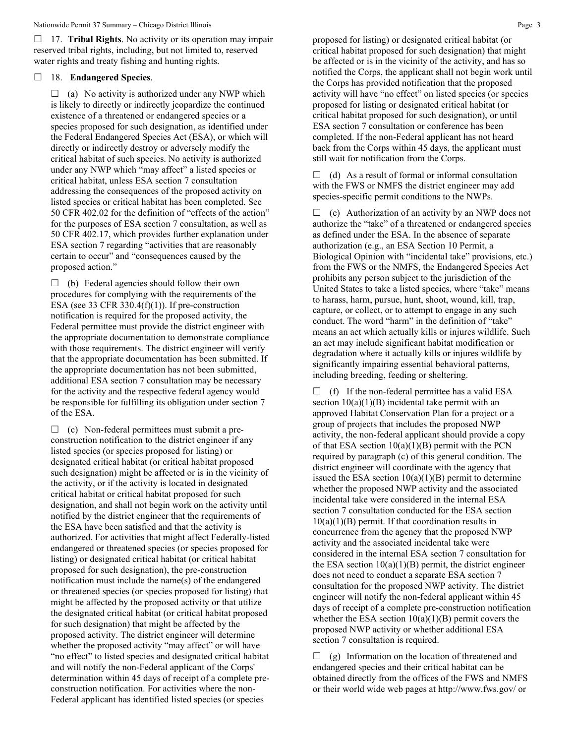☐ 17. **Tribal Rights**. No activity or its operation may impair reserved tribal rights, including, but not limited to, reserved water rights and treaty fishing and hunting rights.

☐ 18. **Endangered Species**.

☐ (a) No activity is authorized under any NWP which is likely to directly or indirectly jeopardize the continued existence of a threatened or endangered species or a species proposed for such designation, as identified under the Federal Endangered Species Act (ESA), or which will directly or indirectly destroy or adversely modify the critical habitat of such species. No activity is authorized under any NWP which "may affect" a listed species or critical habitat, unless ESA section 7 consultation addressing the consequences of the proposed activity on listed species or critical habitat has been completed. See 50 CFR 402.02 for the definition of "effects of the action" for the purposes of ESA section 7 consultation, as well as 50 CFR 402.17, which provides further explanation under ESA section 7 regarding "activities that are reasonably certain to occur" and "consequences caused by the proposed action."

☐ (b) Federal agencies should follow their own procedures for complying with the requirements of the ESA (see 33 CFR 330.4(f)(1)). If pre-construction notification is required for the proposed activity, the Federal permittee must provide the district engineer with the appropriate documentation to demonstrate compliance with those requirements. The district engineer will verify that the appropriate documentation has been submitted. If the appropriate documentation has not been submitted, additional ESA section 7 consultation may be necessary for the activity and the respective federal agency would be responsible for fulfilling its obligation under section 7 of the ESA.

☐ (c) Non-federal permittees must submit a pre-construction notification to the district engineer if any listed species (or species proposed for listing) or designated critical habitat (or critical habitat proposed such designation) might be affected or is in the vicinity of the activity, or if the activity is located in designated critical habitat or critical habitat proposed for such designation, and shall not begin work on the activity until notified by the district engineer that the requirements of the ESA have been satisfied and that the activity is authorized. For activities that might affect Federally-listed endangered or threatened species (or species proposed for listing) or designated critical habitat (or critical habitat proposed for such designation), the pre-construction notification must include the name(s) of the endangered or threatened species (or species proposed for listing) that might be affected by the proposed activity or that utilize the designated critical habitat (or critical habitat proposed for such designation) that might be affected by the proposed activity. The district engineer will determine whether the proposed activity "may affect" or will have "no effect" to listed species and designated critical habitat and will notify the non-Federal applicant of the Corps' determination within 45 days of receipt of a complete pre-construction notification. For activities where the non-Federal applicant has identified listed species (or species proposed for listing) or designated critical habitat (or critical habitat proposed for such designation) that might be affected or is in the vicinity of the activity, and has so notified the Corps, the applicant shall not begin work until the Corps has provided notification that the proposed activity will have "no effect" on listed species (or species proposed for listing or designated critical habitat (or critical habitat proposed for such designation), or until ESA section 7 consultation or conference has been completed. If the non-Federal applicant has not heard back from the Corps within 45 days, the applicant must still wait for notification from the Corps.

☐ (d) As a result of formal or informal consultation with the FWS or NMFS the district engineer may add species-specific permit conditions to the NWPs.

☐ (e) Authorization of an activity by an NWP does not authorize the "take" of a threatened or endangered species as defined under the ESA. In the absence of separate authorization (e.g., an ESA Section 10 Permit, a Biological Opinion with "incidental take" provisions, etc.) from the FWS or the NMFS, the Endangered Species Act prohibits any person subject to the jurisdiction of the United States to take a listed species, where "take" means to harass, harm, pursue, hunt, shoot, wound, kill, trap, capture, or collect, or to attempt to engage in any such conduct. The word "harm" in the definition of "take" means an act which actually kills or injures wildlife. Such an act may include significant habitat modification or degradation where it actually kills or injures wildlife by significantly impairing essential behavioral patterns, including breeding, feeding or sheltering.

☐ (f) If the non-federal permittee has a valid ESA section 10(a)(1)(B) incidental take permit with an approved Habitat Conservation Plan for a project or a group of projects that includes the proposed NWP activity, the non-federal applicant should provide a copy of that ESA section 10(a)(1)(B) permit with the PCN required by paragraph (c) of this general condition. The district engineer will coordinate with the agency that issued the ESA section 10(a)(1)(B) permit to determine whether the proposed NWP activity and the associated incidental take were considered in the internal ESA section 7 consultation conducted for the ESA section 10(a)(1)(B) permit. If that coordination results in concurrence from the agency that the proposed NWP activity and the associated incidental take were considered in the internal ESA section 7 consultation for the ESA section 10(a)(1)(B) permit, the district engineer does not need to conduct a separate ESA section 7 consultation for the proposed NWP activity. The district engineer will notify the non-federal applicant within 45 days of receipt of a complete pre-construction notification whether the ESA section 10(a)(1)(B) permit covers the proposed NWP activity or whether additional ESA section 7 consultation is required.

☐ (g) Information on the location of threatened and endangered species and their critical habitat can be obtained directly from the offices of the FWS and NMFS or their world wide web pages at http://www.fws.gov/ or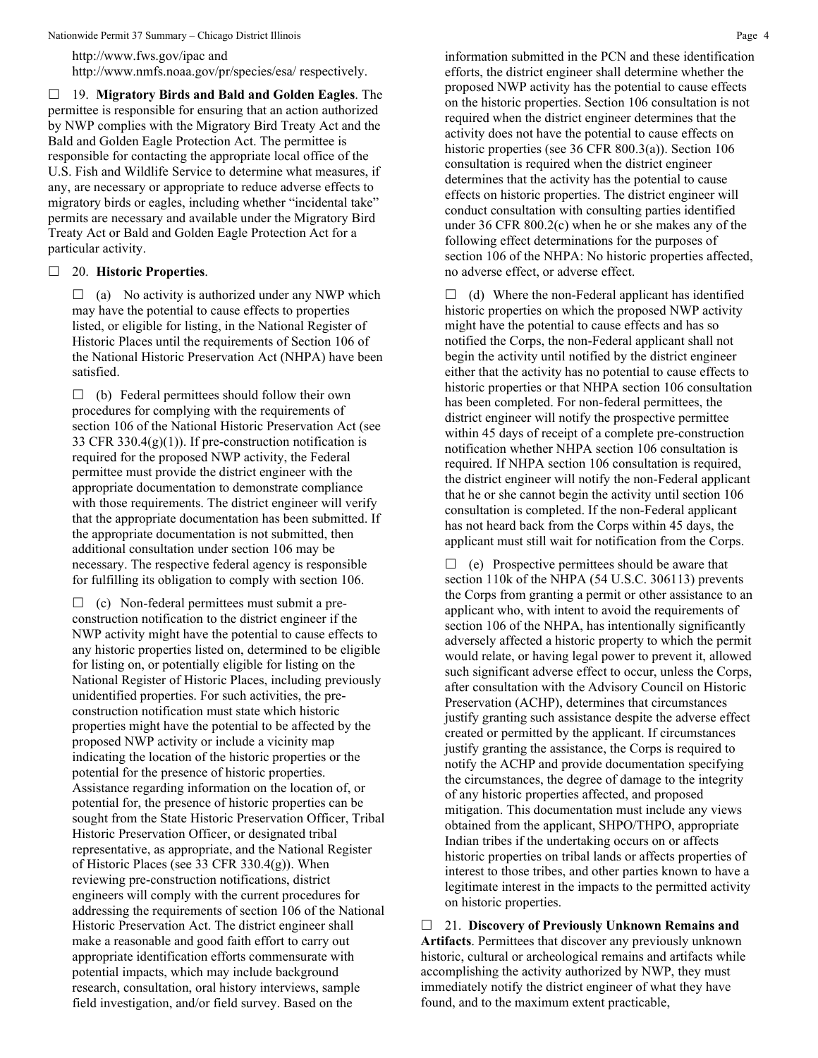http://www.fws.gov/ipac and http://www.nmfs.noaa.gov/pr/species/esa/ respectively.

☐ 19. **Migratory Birds and Bald and Golden Eagles**. The permittee is responsible for ensuring that an action authorized by NWP complies with the Migratory Bird Treaty Act and the Bald and Golden Eagle Protection Act. The permittee is responsible for contacting the appropriate local office of the U.S. Fish and Wildlife Service to determine what measures, if any, are necessary or appropriate to reduce adverse effects to migratory birds or eagles, including whether "incidental take" permits are necessary and available under the Migratory Bird Treaty Act or Bald and Golden Eagle Protection Act for a particular activity.

☐ 20. **Historic Properties**.

☐ (a) No activity is authorized under any NWP which may have the potential to cause effects to properties listed, or eligible for listing, in the National Register of Historic Places until the requirements of Section 106 of the National Historic Preservation Act (NHPA) have been satisfied.

☐ (b) Federal permittees should follow their own procedures for complying with the requirements of section 106 of the National Historic Preservation Act (see 33 CFR 330.4(g)(1)). If pre-construction notification is required for the proposed NWP activity, the Federal permittee must provide the district engineer with the appropriate documentation to demonstrate compliance with those requirements. The district engineer will verify that the appropriate documentation has been submitted. If the appropriate documentation is not submitted, then additional consultation under section 106 may be necessary. The respective federal agency is responsible for fulfilling its obligation to comply with section 106.

☐ (c) Non-federal permittees must submit a pre-construction notification to the district engineer if the NWP activity might have the potential to cause effects to any historic properties listed on, determined to be eligible for listing on, or potentially eligible for listing on the National Register of Historic Places, including previously unidentified properties. For such activities, the pre-construction notification must state which historic properties might have the potential to be affected by the proposed NWP activity or include a vicinity map indicating the location of the historic properties or the potential for the presence of historic properties. Assistance regarding information on the location of, or potential for, the presence of historic properties can be sought from the State Historic Preservation Officer, Tribal Historic Preservation Officer, or designated tribal representative, as appropriate, and the National Register of Historic Places (see 33 CFR 330.4(g)). When reviewing pre-construction notifications, district engineers will comply with the current procedures for addressing the requirements of section 106 of the National Historic Preservation Act. The district engineer shall make a reasonable and good faith effort to carry out appropriate identification efforts commensurate with potential impacts, which may include background research, consultation, oral history interviews, sample field investigation, and/or field survey. Based on the information submitted in the PCN and these identification efforts, the district engineer shall determine whether the proposed NWP activity has the potential to cause effects on the historic properties. Section 106 consultation is not required when the district engineer determines that the activity does not have the potential to cause effects on historic properties (see 36 CFR 800.3(a)). Section 106 consultation is required when the district engineer determines that the activity has the potential to cause effects on historic properties. The district engineer will conduct consultation with consulting parties identified under 36 CFR 800.2(c) when he or she makes any of the following effect determinations for the purposes of section 106 of the NHPA: No historic properties affected, no adverse effect, or adverse effect.

☐ (d) Where the non-Federal applicant has identified historic properties on which the proposed NWP activity might have the potential to cause effects and has so notified the Corps, the non-Federal applicant shall not begin the activity until notified by the district engineer either that the activity has no potential to cause effects to historic properties or that NHPA section 106 consultation has been completed. For non-federal permittees, the district engineer will notify the prospective permittee within 45 days of receipt of a complete pre-construction notification whether NHPA section 106 consultation is required. If NHPA section 106 consultation is required, the district engineer will notify the non-Federal applicant that he or she cannot begin the activity until section 106 consultation is completed. If the non-Federal applicant has not heard back from the Corps within 45 days, the applicant must still wait for notification from the Corps.

☐ (e) Prospective permittees should be aware that section 110k of the NHPA (54 U.S.C. 306113) prevents the Corps from granting a permit or other assistance to an applicant who, with intent to avoid the requirements of section 106 of the NHPA, has intentionally significantly adversely affected a historic property to which the permit would relate, or having legal power to prevent it, allowed such significant adverse effect to occur, unless the Corps, after consultation with the Advisory Council on Historic Preservation (ACHP), determines that circumstances justify granting such assistance despite the adverse effect created or permitted by the applicant. If circumstances justify granting the assistance, the Corps is required to notify the ACHP and provide documentation specifying the circumstances, the degree of damage to the integrity of any historic properties affected, and proposed mitigation. This documentation must include any views obtained from the applicant, SHPO/THPO, appropriate Indian tribes if the undertaking occurs on or affects historic properties on tribal lands or affects properties of interest to those tribes, and other parties known to have a legitimate interest in the impacts to the permitted activity on historic properties.

☐ 21. **Discovery of Previously Unknown Remains and Artifacts**. Permittees that discover any previously unknown historic, cultural or archeological remains and artifacts while accomplishing the activity authorized by NWP, they must immediately notify the district engineer of what they have found, and to the maximum extent practicable,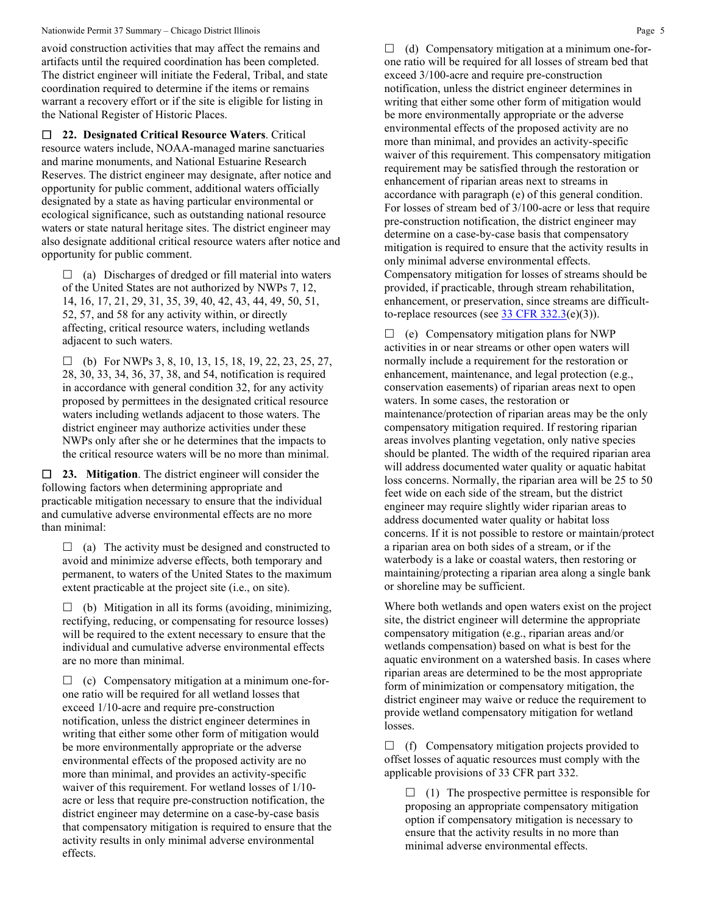avoid construction activities that may affect the remains and artifacts until the required coordination has been completed. The district engineer will initiate the Federal, Tribal, and state coordination required to determine if the items or remains warrant a recovery effort or if the site is eligible for listing in the National Register of Historic Places.

☐ **22. Designated Critical Resource Waters**. Critical resource waters include, NOAA-managed marine sanctuaries and marine monuments, and National Estuarine Research Reserves. The district engineer may designate, after notice and opportunity for public comment, additional waters officially designated by a state as having particular environmental or ecological significance, such as outstanding national resource waters or state natural heritage sites. The district engineer may also designate additional critical resource waters after notice and opportunity for public comment.

☐ (a) Discharges of dredged or fill material into waters of the United States are not authorized by NWPs 7, 12, 14, 16, 17, 21, 29, 31, 35, 39, 40, 42, 43, 44, 49, 50, 51, 52, 57, and 58 for any activity within, or directly affecting, critical resource waters, including wetlands adjacent to such waters.

☐ (b) For NWPs 3, 8, 10, 13, 15, 18, 19, 22, 23, 25, 27, 28, 30, 33, 34, 36, 37, 38, and 54, notification is required in accordance with general condition 32, for any activity proposed by permittees in the designated critical resource waters including wetlands adjacent to those waters. The district engineer may authorize activities under these NWPs only after she or he determines that the impacts to the critical resource waters will be no more than minimal.

☐ **23. Mitigation**. The district engineer will consider the following factors when determining appropriate and practicable mitigation necessary to ensure that the individual and cumulative adverse environmental effects are no more than minimal:

☐ (a) The activity must be designed and constructed to avoid and minimize adverse effects, both temporary and permanent, to waters of the United States to the maximum extent practicable at the project site (i.e., on site).

☐ (b) Mitigation in all its forms (avoiding, minimizing, rectifying, reducing, or compensating for resource losses) will be required to the extent necessary to ensure that the individual and cumulative adverse environmental effects are no more than minimal.

☐ (c) Compensatory mitigation at a minimum one-for-one ratio will be required for all wetland losses that exceed 1/10-acre and require pre-construction notification, unless the district engineer determines in writing that either some other form of mitigation would be more environmentally appropriate or the adverse environmental effects of the proposed activity are no more than minimal, and provides an activity-specific waiver of this requirement. For wetland losses of 1/10-acre or less that require pre-construction notification, the district engineer may determine on a case-by-case basis that compensatory mitigation is required to ensure that the activity results in only minimal adverse environmental effects.

☐ (d) Compensatory mitigation at a minimum one-for-one ratio will be required for all losses of stream bed that exceed 3/100-acre and require pre-construction notification, unless the district engineer determines in writing that either some other form of mitigation would be more environmentally appropriate or the adverse environmental effects of the proposed activity are no more than minimal, and provides an activity-specific waiver of this requirement. This compensatory mitigation requirement may be satisfied through the restoration or enhancement of riparian areas next to streams in accordance with paragraph (e) of this general condition. For losses of stream bed of 3/100-acre or less that require pre-construction notification, the district engineer may determine on a case-by-case basis that compensatory mitigation is required to ensure that the activity results in only minimal adverse environmental effects. Compensatory mitigation for losses of streams should be provided, if practicable, through stream rehabilitation, enhancement, or preservation, since streams are difficult-to-replace resources (see 33 CFR 332.3(e)(3)).

☐ (e) Compensatory mitigation plans for NWP activities in or near streams or other open waters will normally include a requirement for the restoration or enhancement, maintenance, and legal protection (e.g., conservation easements) of riparian areas next to open waters. In some cases, the restoration or maintenance/protection of riparian areas may be the only compensatory mitigation required. If restoring riparian areas involves planting vegetation, only native species should be planted. The width of the required riparian area will address documented water quality or aquatic habitat loss concerns. Normally, the riparian area will be 25 to 50 feet wide on each side of the stream, but the district engineer may require slightly wider riparian areas to address documented water quality or habitat loss concerns. If it is not possible to restore or maintain/protect a riparian area on both sides of a stream, or if the waterbody is a lake or coastal waters, then restoring or maintaining/protecting a riparian area along a single bank or shoreline may be sufficient.

Where both wetlands and open waters exist on the project site, the district engineer will determine the appropriate compensatory mitigation (e.g., riparian areas and/or wetlands compensation) based on what is best for the aquatic environment on a watershed basis. In cases where riparian areas are determined to be the most appropriate form of minimization or compensatory mitigation, the district engineer may waive or reduce the requirement to provide wetland compensatory mitigation for wetland losses.

☐ (f) Compensatory mitigation projects provided to offset losses of aquatic resources must comply with the applicable provisions of 33 CFR part 332.

☐ (1) The prospective permittee is responsible for proposing an appropriate compensatory mitigation option if compensatory mitigation is necessary to ensure that the activity results in no more than minimal adverse environmental effects.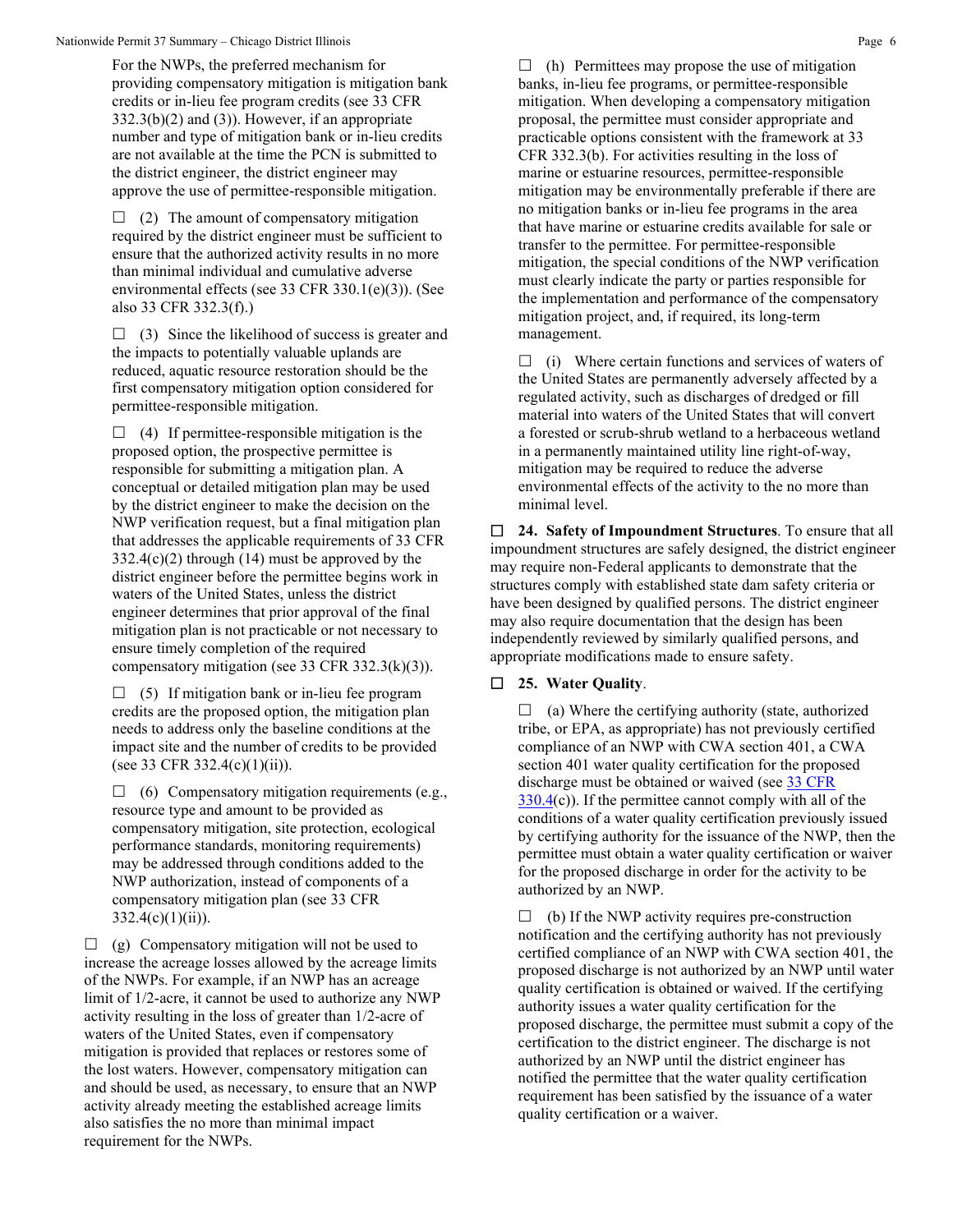For the NWPs, the preferred mechanism for providing compensatory mitigation is mitigation bank credits or in-lieu fee program credits (see 33 CFR 332.3(b)(2) and (3)). However, if an appropriate number and type of mitigation bank or in-lieu credits are not available at the time the PCN is submitted to the district engineer, the district engineer may approve the use of permittee-responsible mitigation.

☐ (2) The amount of compensatory mitigation required by the district engineer must be sufficient to ensure that the authorized activity results in no more than minimal individual and cumulative adverse environmental effects (see 33 CFR 330.1(e)(3)). (See also 33 CFR 332.3(f).)

☐ (3) Since the likelihood of success is greater and the impacts to potentially valuable uplands are reduced, aquatic resource restoration should be the first compensatory mitigation option considered for permittee-responsible mitigation.

☐ (4) If permittee-responsible mitigation is the proposed option, the prospective permittee is responsible for submitting a mitigation plan. A conceptual or detailed mitigation plan may be used by the district engineer to make the decision on the NWP verification request, but a final mitigation plan that addresses the applicable requirements of 33 CFR 332.4(c)(2) through (14) must be approved by the district engineer before the permittee begins work in waters of the United States, unless the district engineer determines that prior approval of the final mitigation plan is not practicable or not necessary to ensure timely completion of the required compensatory mitigation (see 33 CFR 332.3(k)(3)).

☐ (5) If mitigation bank or in-lieu fee program credits are the proposed option, the mitigation plan needs to address only the baseline conditions at the impact site and the number of credits to be provided (see 33 CFR 332.4(c)(1)(ii)).

☐ (6) Compensatory mitigation requirements (e.g., resource type and amount to be provided as compensatory mitigation, site protection, ecological performance standards, monitoring requirements) may be addressed through conditions added to the NWP authorization, instead of components of a compensatory mitigation plan (see 33 CFR 332.4(c)(1)(ii)).

☐ (g) Compensatory mitigation will not be used to increase the acreage losses allowed by the acreage limits of the NWPs. For example, if an NWP has an acreage limit of 1/2-acre, it cannot be used to authorize any NWP activity resulting in the loss of greater than 1/2-acre of waters of the United States, even if compensatory mitigation is provided that replaces or restores some of the lost waters. However, compensatory mitigation can and should be used, as necessary, to ensure that an NWP activity already meeting the established acreage limits also satisfies the no more than minimal impact requirement for the NWPs.

☐ (h) Permittees may propose the use of mitigation banks, in-lieu fee programs, or permittee-responsible mitigation. When developing a compensatory mitigation proposal, the permittee must consider appropriate and practicable options consistent with the framework at 33 CFR 332.3(b). For activities resulting in the loss of marine or estuarine resources, permittee-responsible mitigation may be environmentally preferable if there are no mitigation banks or in-lieu fee programs in the area that have marine or estuarine credits available for sale or transfer to the permittee. For permittee-responsible mitigation, the special conditions of the NWP verification must clearly indicate the party or parties responsible for the implementation and performance of the compensatory mitigation project, and, if required, its long-term management.

☐ (i) Where certain functions and services of waters of the United States are permanently adversely affected by a regulated activity, such as discharges of dredged or fill material into waters of the United States that will convert a forested or scrub-shrub wetland to a herbaceous wetland in a permanently maintained utility line right-of-way, mitigation may be required to reduce the adverse environmental effects of the activity to the no more than minimal level.

☐ **24. Safety of Impoundment Structures**. To ensure that all impoundment structures are safely designed, the district engineer may require non-Federal applicants to demonstrate that the structures comply with established state dam safety criteria or have been designed by qualified persons. The district engineer may also require documentation that the design has been independently reviewed by similarly qualified persons, and appropriate modifications made to ensure safety.

☐ **25. Water Quality**.

☐ (a) Where the certifying authority (state, authorized tribe, or EPA, as appropriate) has not previously certified compliance of an NWP with CWA section 401, a CWA section 401 water quality certification for the proposed discharge must be obtained or waived (see 33 CFR 330.4(c)). If the permittee cannot comply with all of the conditions of a water quality certification previously issued by certifying authority for the issuance of the NWP, then the permittee must obtain a water quality certification or waiver for the proposed discharge in order for the activity to be authorized by an NWP.

☐ (b) If the NWP activity requires pre-construction notification and the certifying authority has not previously certified compliance of an NWP with CWA section 401, the proposed discharge is not authorized by an NWP until water quality certification is obtained or waived. If the certifying authority issues a water quality certification for the proposed discharge, the permittee must submit a copy of the certification to the district engineer. The discharge is not authorized by an NWP until the district engineer has notified the permittee that the water quality certification requirement has been satisfied by the issuance of a water quality certification or a waiver.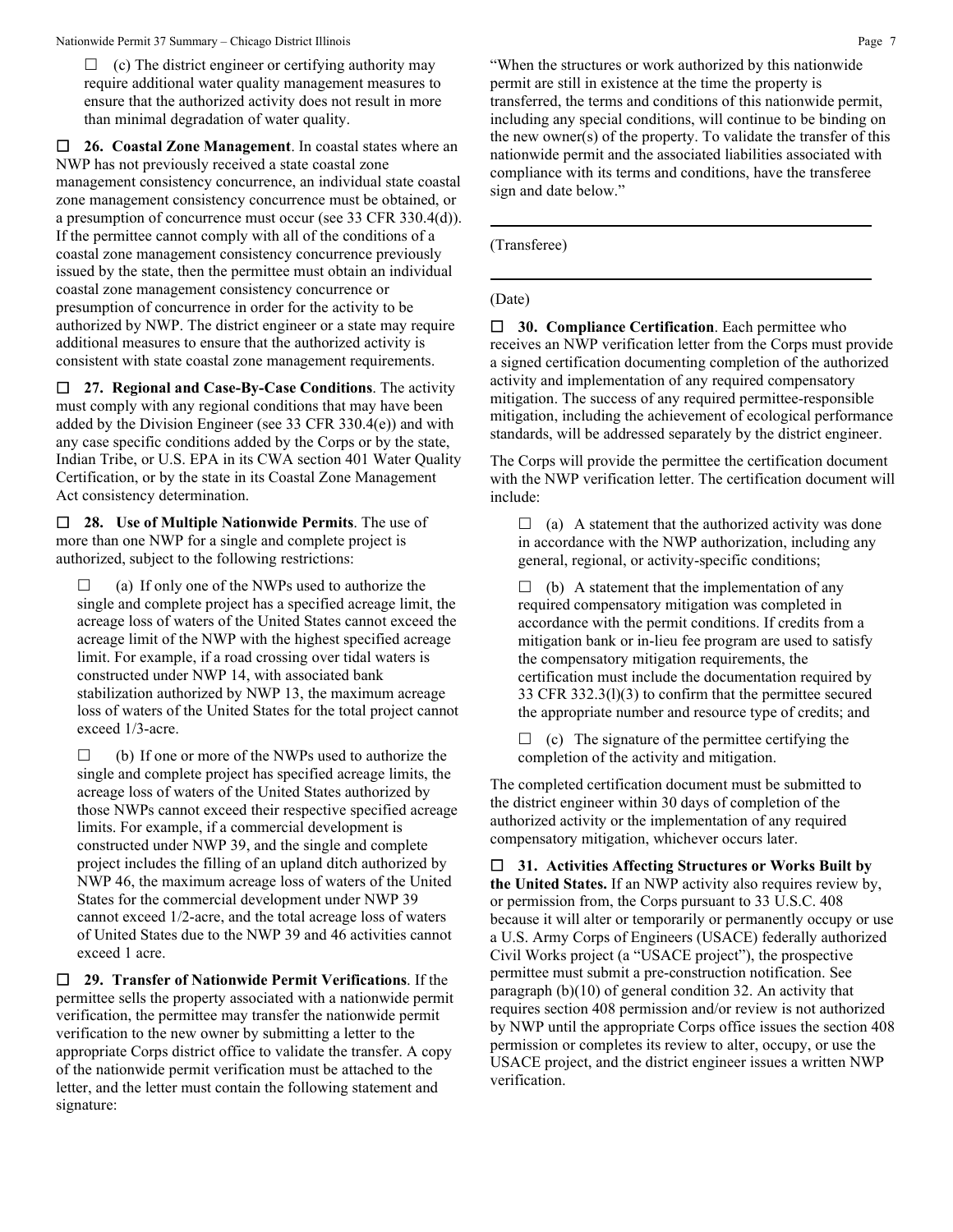☐ (c) The district engineer or certifying authority may require additional water quality management measures to ensure that the authorized activity does not result in more than minimal degradation of water quality.

☐ **26. Coastal Zone Management**. In coastal states where an NWP has not previously received a state coastal zone management consistency concurrence, an individual state coastal zone management consistency concurrence must be obtained, or a presumption of concurrence must occur (see 33 CFR 330.4(d)). If the permittee cannot comply with all of the conditions of a coastal zone management consistency concurrence previously issued by the state, then the permittee must obtain an individual coastal zone management consistency concurrence or presumption of concurrence in order for the activity to be authorized by NWP. The district engineer or a state may require additional measures to ensure that the authorized activity is consistent with state coastal zone management requirements.

☐ **27. Regional and Case-By-Case Conditions**. The activity must comply with any regional conditions that may have been added by the Division Engineer (see 33 CFR 330.4(e)) and with any case specific conditions added by the Corps or by the state, Indian Tribe, or U.S. EPA in its CWA section 401 Water Quality Certification, or by the state in its Coastal Zone Management Act consistency determination.

☐ **28. Use of Multiple Nationwide Permits**. The use of more than one NWP for a single and complete project is authorized, subject to the following restrictions:

☐ (a) If only one of the NWPs used to authorize the single and complete project has a specified acreage limit, the acreage loss of waters of the United States cannot exceed the acreage limit of the NWP with the highest specified acreage limit. For example, if a road crossing over tidal waters is constructed under NWP 14, with associated bank stabilization authorized by NWP 13, the maximum acreage loss of waters of the United States for the total project cannot exceed 1/3-acre.

☐ (b) If one or more of the NWPs used to authorize the single and complete project has specified acreage limits, the acreage loss of waters of the United States authorized by those NWPs cannot exceed their respective specified acreage limits. For example, if a commercial development is constructed under NWP 39, and the single and complete project includes the filling of an upland ditch authorized by NWP 46, the maximum acreage loss of waters of the United States for the commercial development under NWP 39 cannot exceed 1/2-acre, and the total acreage loss of waters of United States due to the NWP 39 and 46 activities cannot exceed 1 acre.

☐ **29. Transfer of Nationwide Permit Verifications**. If the permittee sells the property associated with a nationwide permit verification, the permittee may transfer the nationwide permit verification to the new owner by submitting a letter to the appropriate Corps district office to validate the transfer. A copy of the nationwide permit verification must be attached to the letter, and the letter must contain the following statement and signature:

"When the structures or work authorized by this nationwide permit are still in existence at the time the property is transferred, the terms and conditions of this nationwide permit, including any special conditions, will continue to be binding on the new owner(s) of the property. To validate the transfer of this nationwide permit and the associated liabilities associated with compliance with its terms and conditions, have the transferee sign and date below."

\_\_\_\_\_\_\_\_\_\_\_\_\_\_\_\_\_\_\_\_\_\_\_\_\_\_\_\_\_\_\_\_\_\_\_\_\_\_\_\_

(Transferee)

\_\_\_\_\_\_\_\_\_\_\_\_\_\_\_\_\_\_\_\_\_\_\_\_\_\_\_\_\_\_\_\_\_\_\_\_\_\_\_\_

(Date)

☐ **30. Compliance Certification**. Each permittee who receives an NWP verification letter from the Corps must provide a signed certification documenting completion of the authorized activity and implementation of any required compensatory mitigation. The success of any required permittee-responsible mitigation, including the achievement of ecological performance standards, will be addressed separately by the district engineer.

The Corps will provide the permittee the certification document with the NWP verification letter. The certification document will include:

☐ (a) A statement that the authorized activity was done in accordance with the NWP authorization, including any general, regional, or activity-specific conditions;

☐ (b) A statement that the implementation of any required compensatory mitigation was completed in accordance with the permit conditions. If credits from a mitigation bank or in-lieu fee program are used to satisfy the compensatory mitigation requirements, the certification must include the documentation required by 33 CFR 332.3(l)(3) to confirm that the permittee secured the appropriate number and resource type of credits; and

☐ (c) The signature of the permittee certifying the completion of the activity and mitigation.

The completed certification document must be submitted to the district engineer within 30 days of completion of the authorized activity or the implementation of any required compensatory mitigation, whichever occurs later.

☐ **31. Activities Affecting Structures or Works Built by the United States.** If an NWP activity also requires review by, or permission from, the Corps pursuant to 33 U.S.C. 408 because it will alter or temporarily or permanently occupy or use a U.S. Army Corps of Engineers (USACE) federally authorized Civil Works project (a "USACE project"), the prospective permittee must submit a pre-construction notification. See paragraph (b)(10) of general condition 32. An activity that requires section 408 permission and/or review is not authorized by NWP until the appropriate Corps office issues the section 408 permission or completes its review to alter, occupy, or use the USACE project, and the district engineer issues a written NWP verification.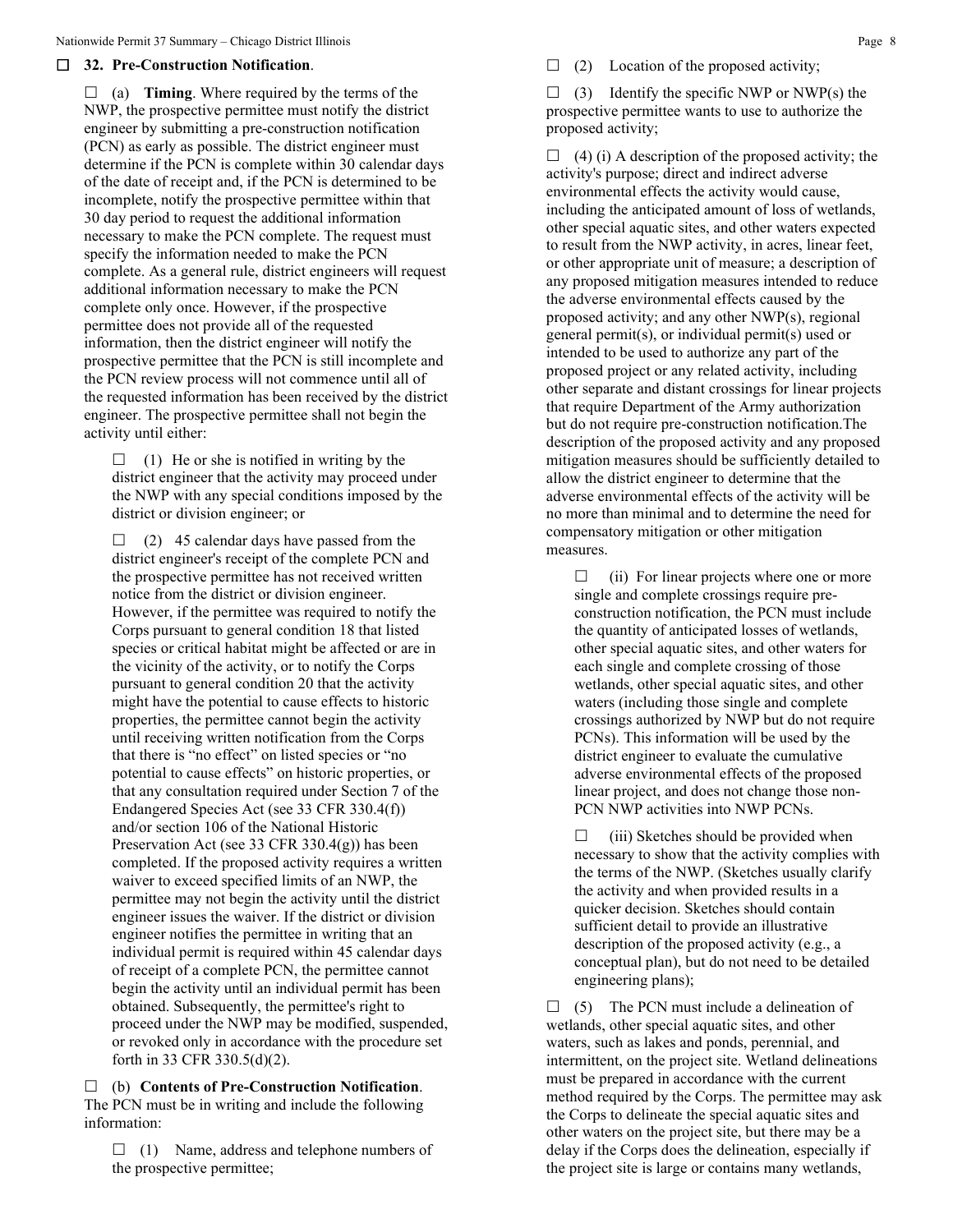☐ **32. Pre-Construction Notification**.

☐ (a) **Timing**. Where required by the terms of the NWP, the prospective permittee must notify the district engineer by submitting a pre-construction notification (PCN) as early as possible. The district engineer must determine if the PCN is complete within 30 calendar days of the date of receipt and, if the PCN is determined to be incomplete, notify the prospective permittee within that 30 day period to request the additional information necessary to make the PCN complete. The request must specify the information needed to make the PCN complete. As a general rule, district engineers will request additional information necessary to make the PCN complete only once. However, if the prospective permittee does not provide all of the requested information, then the district engineer will notify the prospective permittee that the PCN is still incomplete and the PCN review process will not commence until all of the requested information has been received by the district engineer. The prospective permittee shall not begin the activity until either:

☐ (1) He or she is notified in writing by the district engineer that the activity may proceed under the NWP with any special conditions imposed by the district or division engineer; or

☐ (2) 45 calendar days have passed from the district engineer's receipt of the complete PCN and the prospective permittee has not received written notice from the district or division engineer. However, if the permittee was required to notify the Corps pursuant to general condition 18 that listed species or critical habitat might be affected or are in the vicinity of the activity, or to notify the Corps pursuant to general condition 20 that the activity might have the potential to cause effects to historic properties, the permittee cannot begin the activity until receiving written notification from the Corps that there is "no effect" on listed species or "no potential to cause effects" on historic properties, or that any consultation required under Section 7 of the Endangered Species Act (see 33 CFR 330.4(f)) and/or section 106 of the National Historic Preservation Act (see 33 CFR 330.4(g)) has been completed. If the proposed activity requires a written waiver to exceed specified limits of an NWP, the permittee may not begin the activity until the district engineer issues the waiver. If the district or division engineer notifies the permittee in writing that an individual permit is required within 45 calendar days of receipt of a complete PCN, the permittee cannot begin the activity until an individual permit has been obtained. Subsequently, the permittee's right to proceed under the NWP may be modified, suspended, or revoked only in accordance with the procedure set forth in 33 CFR 330.5(d)(2).

☐ (b) **Contents of Pre-Construction Notification**. The PCN must be in writing and include the following information:

☐ (1) Name, address and telephone numbers of the prospective permittee;

☐ (2) Location of the proposed activity;

☐ (3) Identify the specific NWP or NWP(s) the prospective permittee wants to use to authorize the proposed activity;

☐ (4) (i) A description of the proposed activity; the activity's purpose; direct and indirect adverse environmental effects the activity would cause, including the anticipated amount of loss of wetlands, other special aquatic sites, and other waters expected to result from the NWP activity, in acres, linear feet, or other appropriate unit of measure; a description of any proposed mitigation measures intended to reduce the adverse environmental effects caused by the proposed activity; and any other NWP(s), regional general permit(s), or individual permit(s) used or intended to be used to authorize any part of the proposed project or any related activity, including other separate and distant crossings for linear projects that require Department of the Army authorization but do not require pre-construction notification.The description of the proposed activity and any proposed mitigation measures should be sufficiently detailed to allow the district engineer to determine that the adverse environmental effects of the activity will be no more than minimal and to determine the need for compensatory mitigation or other mitigation measures.

☐ (ii) For linear projects where one or more single and complete crossings require pre-construction notification, the PCN must include the quantity of anticipated losses of wetlands, other special aquatic sites, and other waters for each single and complete crossing of those wetlands, other special aquatic sites, and other waters (including those single and complete crossings authorized by NWP but do not require PCNs). This information will be used by the district engineer to evaluate the cumulative adverse environmental effects of the proposed linear project, and does not change those non-PCN NWP activities into NWP PCNs.

☐ (iii) Sketches should be provided when necessary to show that the activity complies with the terms of the NWP. (Sketches usually clarify the activity and when provided results in a quicker decision. Sketches should contain sufficient detail to provide an illustrative description of the proposed activity (e.g., a conceptual plan), but do not need to be detailed engineering plans);

☐ (5) The PCN must include a delineation of wetlands, other special aquatic sites, and other waters, such as lakes and ponds, perennial, and intermittent, on the project site. Wetland delineations must be prepared in accordance with the current method required by the Corps. The permittee may ask the Corps to delineate the special aquatic sites and other waters on the project site, but there may be a delay if the Corps does the delineation, especially if the project site is large or contains many wetlands,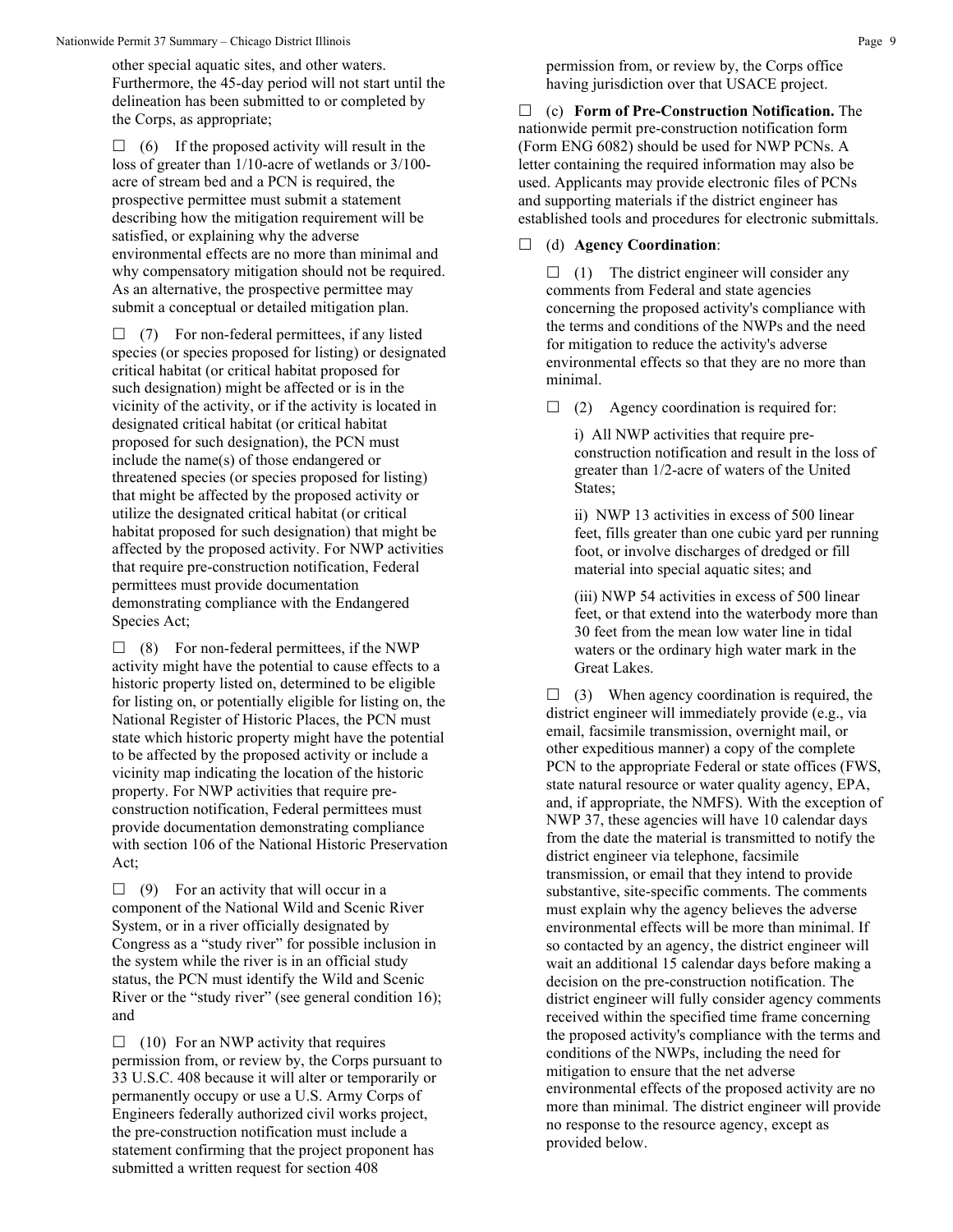other special aquatic sites, and other waters. Furthermore, the 45-day period will not start until the delineation has been submitted to or completed by the Corps, as appropriate;

☐ (6) If the proposed activity will result in the loss of greater than 1/10-acre of wetlands or 3/100-acre of stream bed and a PCN is required, the prospective permittee must submit a statement describing how the mitigation requirement will be satisfied, or explaining why the adverse environmental effects are no more than minimal and why compensatory mitigation should not be required. As an alternative, the prospective permittee may submit a conceptual or detailed mitigation plan.

☐ (7) For non-federal permittees, if any listed species (or species proposed for listing) or designated critical habitat (or critical habitat proposed for such designation) might be affected or is in the vicinity of the activity, or if the activity is located in designated critical habitat (or critical habitat proposed for such designation), the PCN must include the name(s) of those endangered or threatened species (or species proposed for listing) that might be affected by the proposed activity or utilize the designated critical habitat (or critical habitat proposed for such designation) that might be affected by the proposed activity. For NWP activities that require pre-construction notification, Federal permittees must provide documentation demonstrating compliance with the Endangered Species Act;

☐ (8) For non-federal permittees, if the NWP activity might have the potential to cause effects to a historic property listed on, determined to be eligible for listing on, or potentially eligible for listing on, the National Register of Historic Places, the PCN must state which historic property might have the potential to be affected by the proposed activity or include a vicinity map indicating the location of the historic property. For NWP activities that require pre-construction notification, Federal permittees must provide documentation demonstrating compliance with section 106 of the National Historic Preservation Act;

☐ (9) For an activity that will occur in a component of the National Wild and Scenic River System, or in a river officially designated by Congress as a "study river" for possible inclusion in the system while the river is in an official study status, the PCN must identify the Wild and Scenic River or the "study river" (see general condition 16); and

☐ (10) For an NWP activity that requires permission from, or review by, the Corps pursuant to 33 U.S.C. 408 because it will alter or temporarily or permanently occupy or use a U.S. Army Corps of Engineers federally authorized civil works project, the pre-construction notification must include a statement confirming that the project proponent has submitted a written request for section 408 permission from, or review by, the Corps office having jurisdiction over that USACE project.

☐ (c) **Form of Pre-Construction Notification.** The nationwide permit pre-construction notification form (Form ENG 6082) should be used for NWP PCNs. A letter containing the required information may also be used. Applicants may provide electronic files of PCNs and supporting materials if the district engineer has established tools and procedures for electronic submittals.

☐ (d) **Agency Coordination**:

☐ (1) The district engineer will consider any comments from Federal and state agencies concerning the proposed activity's compliance with the terms and conditions of the NWPs and the need for mitigation to reduce the activity's adverse environmental effects so that they are no more than minimal.

☐ (2) Agency coordination is required for:

i) All NWP activities that require pre-construction notification and result in the loss of greater than 1/2-acre of waters of the United States;

ii) NWP 13 activities in excess of 500 linear feet, fills greater than one cubic yard per running foot, or involve discharges of dredged or fill material into special aquatic sites; and

(iii) NWP 54 activities in excess of 500 linear feet, or that extend into the waterbody more than 30 feet from the mean low water line in tidal waters or the ordinary high water mark in the Great Lakes.

☐ (3) When agency coordination is required, the district engineer will immediately provide (e.g., via email, facsimile transmission, overnight mail, or other expeditious manner) a copy of the complete PCN to the appropriate Federal or state offices (FWS, state natural resource or water quality agency, EPA, and, if appropriate, the NMFS). With the exception of NWP 37, these agencies will have 10 calendar days from the date the material is transmitted to notify the district engineer via telephone, facsimile transmission, or email that they intend to provide substantive, site-specific comments. The comments must explain why the agency believes the adverse environmental effects will be more than minimal. If so contacted by an agency, the district engineer will wait an additional 15 calendar days before making a decision on the pre-construction notification. The district engineer will fully consider agency comments received within the specified time frame concerning the proposed activity's compliance with the terms and conditions of the NWPs, including the need for mitigation to ensure that the net adverse environmental effects of the proposed activity are no more than minimal. The district engineer will provide no response to the resource agency, except as provided below.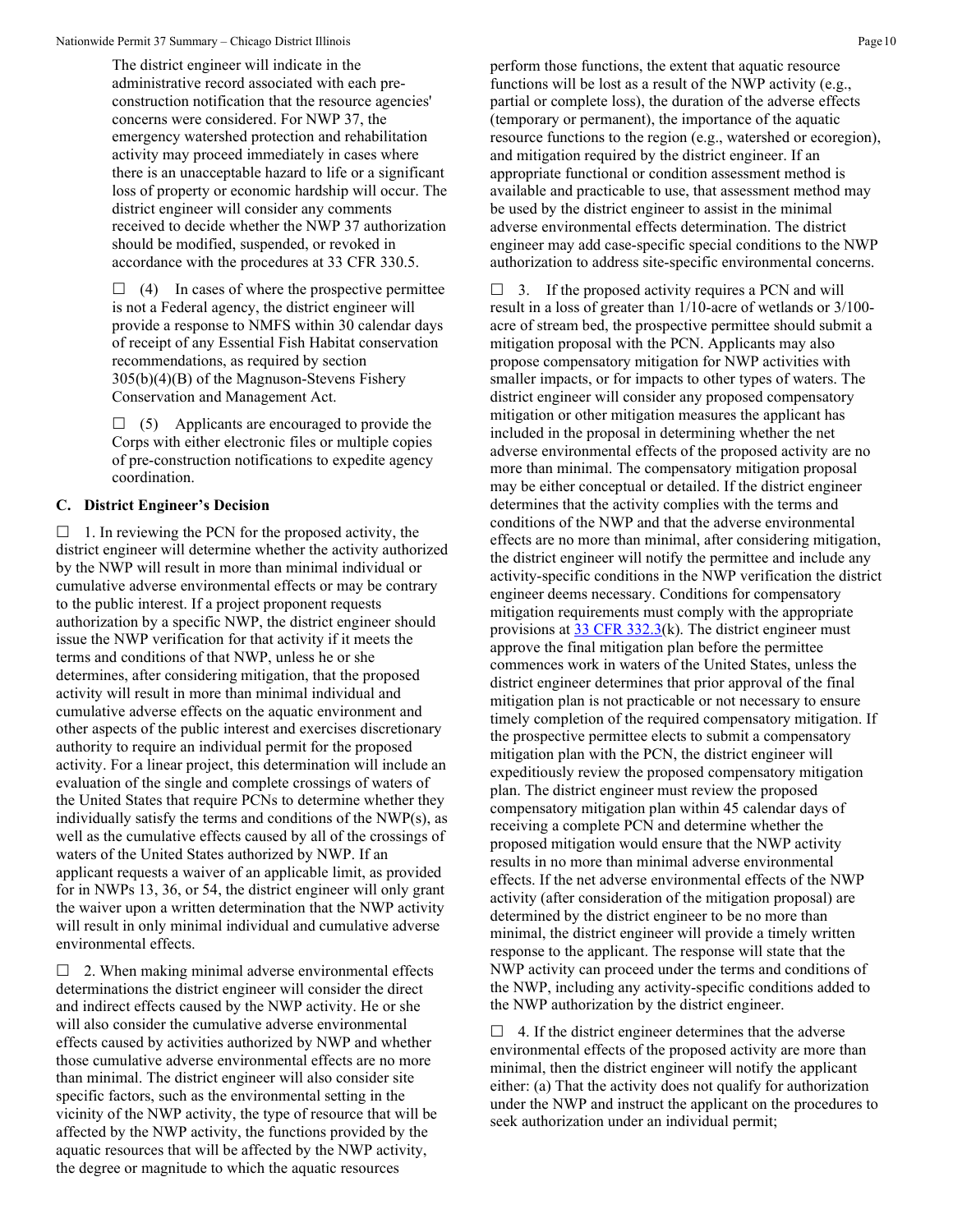The district engineer will indicate in the administrative record associated with each pre-construction notification that the resource agencies' concerns were considered. For NWP 37, the emergency watershed protection and rehabilitation activity may proceed immediately in cases where there is an unacceptable hazard to life or a significant loss of property or economic hardship will occur. The district engineer will consider any comments received to decide whether the NWP 37 authorization should be modified, suspended, or revoked in accordance with the procedures at 33 CFR 330.5.

☐ (4) In cases of where the prospective permittee is not a Federal agency, the district engineer will provide a response to NMFS within 30 calendar days of receipt of any Essential Fish Habitat conservation recommendations, as required by section 305(b)(4)(B) of the Magnuson-Stevens Fishery Conservation and Management Act.

☐ (5) Applicants are encouraged to provide the Corps with either electronic files or multiple copies of pre-construction notifications to expedite agency coordination.

## C. District Engineer's Decision

☐ 1. In reviewing the PCN for the proposed activity, the district engineer will determine whether the activity authorized by the NWP will result in more than minimal individual or cumulative adverse environmental effects or may be contrary to the public interest. If a project proponent requests authorization by a specific NWP, the district engineer should issue the NWP verification for that activity if it meets the terms and conditions of that NWP, unless he or she determines, after considering mitigation, that the proposed activity will result in more than minimal individual and cumulative adverse effects on the aquatic environment and other aspects of the public interest and exercises discretionary authority to require an individual permit for the proposed activity. For a linear project, this determination will include an evaluation of the single and complete crossings of waters of the United States that require PCNs to determine whether they individually satisfy the terms and conditions of the NWP(s), as well as the cumulative effects caused by all of the crossings of waters of the United States authorized by NWP. If an applicant requests a waiver of an applicable limit, as provided for in NWPs 13, 36, or 54, the district engineer will only grant the waiver upon a written determination that the NWP activity will result in only minimal individual and cumulative adverse environmental effects.

☐ 2. When making minimal adverse environmental effects determinations the district engineer will consider the direct and indirect effects caused by the NWP activity. He or she will also consider the cumulative adverse environmental effects caused by activities authorized by NWP and whether those cumulative adverse environmental effects are no more than minimal. The district engineer will also consider site specific factors, such as the environmental setting in the vicinity of the NWP activity, the type of resource that will be affected by the NWP activity, the functions provided by the aquatic resources that will be affected by the NWP activity, the degree or magnitude to which the aquatic resources perform those functions, the extent that aquatic resource functions will be lost as a result of the NWP activity (e.g., partial or complete loss), the duration of the adverse effects (temporary or permanent), the importance of the aquatic resource functions to the region (e.g., watershed or ecoregion), and mitigation required by the district engineer. If an appropriate functional or condition assessment method is available and practicable to use, that assessment method may be used by the district engineer to assist in the minimal adverse environmental effects determination. The district engineer may add case-specific special conditions to the NWP authorization to address site-specific environmental concerns.

☐ 3. If the proposed activity requires a PCN and will result in a loss of greater than 1/10-acre of wetlands or 3/100-acre of stream bed, the prospective permittee should submit a mitigation proposal with the PCN. Applicants may also propose compensatory mitigation for NWP activities with smaller impacts, or for impacts to other types of waters. The district engineer will consider any proposed compensatory mitigation or other mitigation measures the applicant has included in the proposal in determining whether the net adverse environmental effects of the proposed activity are no more than minimal. The compensatory mitigation proposal may be either conceptual or detailed. If the district engineer determines that the activity complies with the terms and conditions of the NWP and that the adverse environmental effects are no more than minimal, after considering mitigation, the district engineer will notify the permittee and include any activity-specific conditions in the NWP verification the district engineer deems necessary. Conditions for compensatory mitigation requirements must comply with the appropriate provisions at 33 CFR 332.3(k). The district engineer must approve the final mitigation plan before the permittee commences work in waters of the United States, unless the district engineer determines that prior approval of the final mitigation plan is not practicable or not necessary to ensure timely completion of the required compensatory mitigation. If the prospective permittee elects to submit a compensatory mitigation plan with the PCN, the district engineer will expeditiously review the proposed compensatory mitigation plan. The district engineer must review the proposed compensatory mitigation plan within 45 calendar days of receiving a complete PCN and determine whether the proposed mitigation would ensure that the NWP activity results in no more than minimal adverse environmental effects. If the net adverse environmental effects of the NWP activity (after consideration of the mitigation proposal) are determined by the district engineer to be no more than minimal, the district engineer will provide a timely written response to the applicant. The response will state that the NWP activity can proceed under the terms and conditions of the NWP, including any activity-specific conditions added to the NWP authorization by the district engineer.

☐ 4. If the district engineer determines that the adverse environmental effects of the proposed activity are more than minimal, then the district engineer will notify the applicant either: (a) That the activity does not qualify for authorization under the NWP and instruct the applicant on the procedures to seek authorization under an individual permit;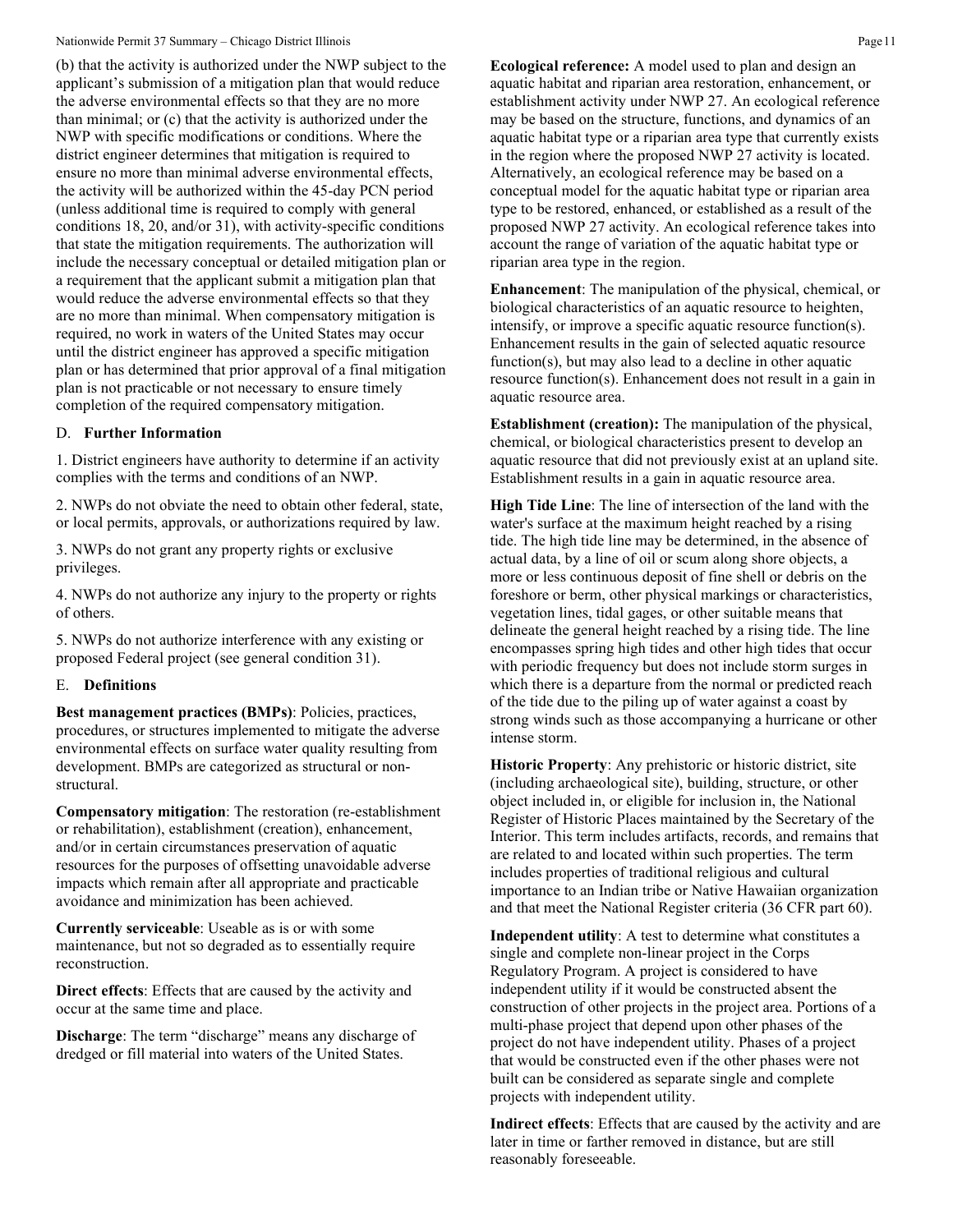(b) that the activity is authorized under the NWP subject to the applicant's submission of a mitigation plan that would reduce the adverse environmental effects so that they are no more than minimal; or (c) that the activity is authorized under the NWP with specific modifications or conditions. Where the district engineer determines that mitigation is required to ensure no more than minimal adverse environmental effects, the activity will be authorized within the 45-day PCN period (unless additional time is required to comply with general conditions 18, 20, and/or 31), with activity-specific conditions that state the mitigation requirements. The authorization will include the necessary conceptual or detailed mitigation plan or a requirement that the applicant submit a mitigation plan that would reduce the adverse environmental effects so that they are no more than minimal. When compensatory mitigation is required, no work in waters of the United States may occur until the district engineer has approved a specific mitigation plan or has determined that prior approval of a final mitigation plan is not practicable or not necessary to ensure timely completion of the required compensatory mitigation.

## D. Further Information

1. District engineers have authority to determine if an activity complies with the terms and conditions of an NWP.

2. NWPs do not obviate the need to obtain other federal, state, or local permits, approvals, or authorizations required by law.

3. NWPs do not grant any property rights or exclusive privileges.

4. NWPs do not authorize any injury to the property or rights of others.

5. NWPs do not authorize interference with any existing or proposed Federal project (see general condition 31).

## E. Definitions

**Best management practices (BMPs)**: Policies, practices, procedures, or structures implemented to mitigate the adverse environmental effects on surface water quality resulting from development. BMPs are categorized as structural or non-structural.

**Compensatory mitigation**: The restoration (re-establishment or rehabilitation), establishment (creation), enhancement, and/or in certain circumstances preservation of aquatic resources for the purposes of offsetting unavoidable adverse impacts which remain after all appropriate and practicable avoidance and minimization has been achieved.

**Currently serviceable**: Useable as is or with some maintenance, but not so degraded as to essentially require reconstruction.

**Direct effects**: Effects that are caused by the activity and occur at the same time and place.

**Discharge**: The term "discharge" means any discharge of dredged or fill material into waters of the United States.

**Ecological reference:** A model used to plan and design an aquatic habitat and riparian area restoration, enhancement, or establishment activity under NWP 27. An ecological reference may be based on the structure, functions, and dynamics of an aquatic habitat type or a riparian area type that currently exists in the region where the proposed NWP 27 activity is located. Alternatively, an ecological reference may be based on a conceptual model for the aquatic habitat type or riparian area type to be restored, enhanced, or established as a result of the proposed NWP 27 activity. An ecological reference takes into account the range of variation of the aquatic habitat type or riparian area type in the region.

**Enhancement**: The manipulation of the physical, chemical, or biological characteristics of an aquatic resource to heighten, intensify, or improve a specific aquatic resource function(s). Enhancement results in the gain of selected aquatic resource function(s), but may also lead to a decline in other aquatic resource function(s). Enhancement does not result in a gain in aquatic resource area.

**Establishment (creation):** The manipulation of the physical, chemical, or biological characteristics present to develop an aquatic resource that did not previously exist at an upland site. Establishment results in a gain in aquatic resource area.

**High Tide Line**: The line of intersection of the land with the water's surface at the maximum height reached by a rising tide. The high tide line may be determined, in the absence of actual data, by a line of oil or scum along shore objects, a more or less continuous deposit of fine shell or debris on the foreshore or berm, other physical markings or characteristics, vegetation lines, tidal gages, or other suitable means that delineate the general height reached by a rising tide. The line encompasses spring high tides and other high tides that occur with periodic frequency but does not include storm surges in which there is a departure from the normal or predicted reach of the tide due to the piling up of water against a coast by strong winds such as those accompanying a hurricane or other intense storm.

**Historic Property**: Any prehistoric or historic district, site (including archaeological site), building, structure, or other object included in, or eligible for inclusion in, the National Register of Historic Places maintained by the Secretary of the Interior. This term includes artifacts, records, and remains that are related to and located within such properties. The term includes properties of traditional religious and cultural importance to an Indian tribe or Native Hawaiian organization and that meet the National Register criteria (36 CFR part 60).

**Independent utility**: A test to determine what constitutes a single and complete non-linear project in the Corps Regulatory Program. A project is considered to have independent utility if it would be constructed absent the construction of other projects in the project area. Portions of a multi-phase project that depend upon other phases of the project do not have independent utility. Phases of a project that would be constructed even if the other phases were not built can be considered as separate single and complete projects with independent utility.

**Indirect effects**: Effects that are caused by the activity and are later in time or farther removed in distance, but are still reasonably foreseeable.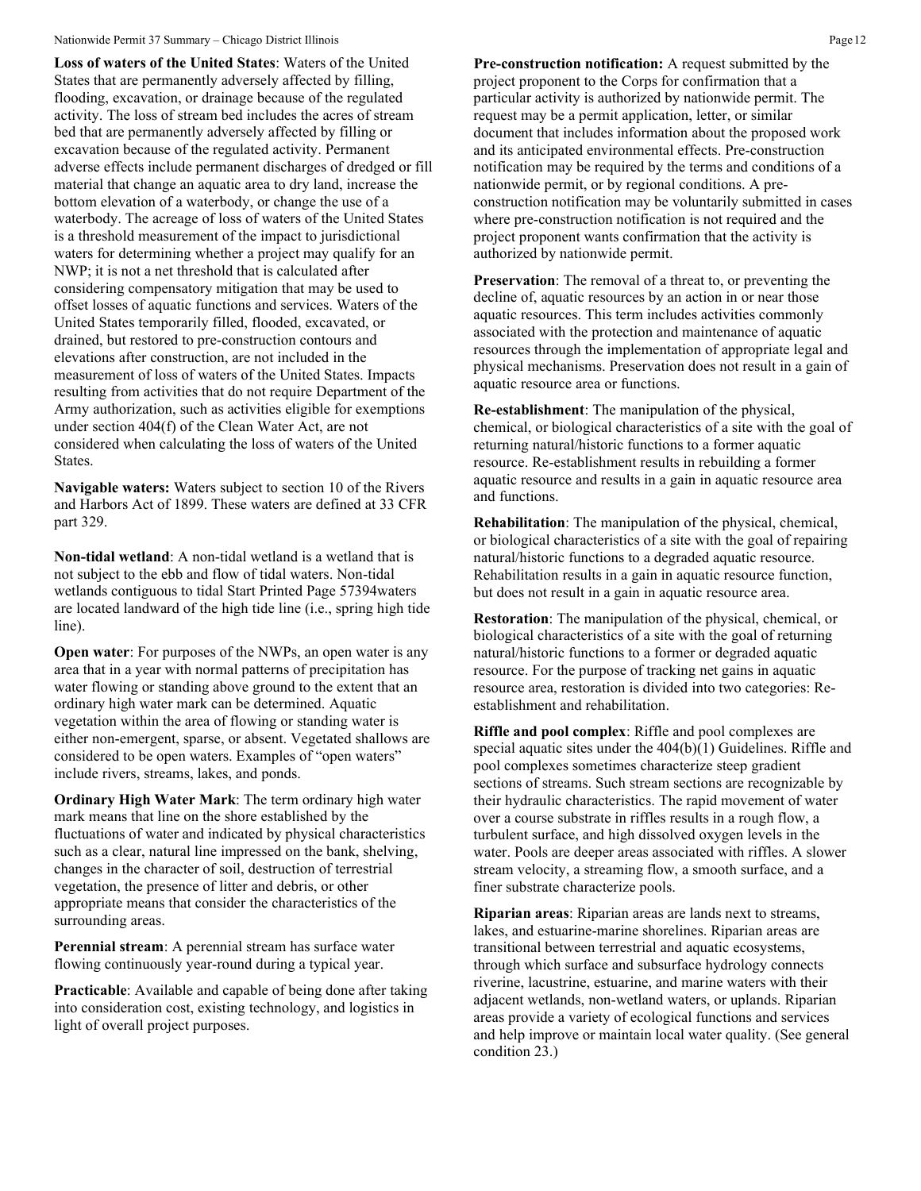**Loss of waters of the United States**: Waters of the United States that are permanently adversely affected by filling, flooding, excavation, or drainage because of the regulated activity. The loss of stream bed includes the acres of stream bed that are permanently adversely affected by filling or excavation because of the regulated activity. Permanent adverse effects include permanent discharges of dredged or fill material that change an aquatic area to dry land, increase the bottom elevation of a waterbody, or change the use of a waterbody. The acreage of loss of waters of the United States is a threshold measurement of the impact to jurisdictional waters for determining whether a project may qualify for an NWP; it is not a net threshold that is calculated after considering compensatory mitigation that may be used to offset losses of aquatic functions and services. Waters of the United States temporarily filled, flooded, excavated, or drained, but restored to pre-construction contours and elevations after construction, are not included in the measurement of loss of waters of the United States. Impacts resulting from activities that do not require Department of the Army authorization, such as activities eligible for exemptions under section 404(f) of the Clean Water Act, are not considered when calculating the loss of waters of the United States.

**Navigable waters:** Waters subject to section 10 of the Rivers and Harbors Act of 1899. These waters are defined at 33 CFR part 329.

**Non-tidal wetland**: A non-tidal wetland is a wetland that is not subject to the ebb and flow of tidal waters. Non-tidal wetlands contiguous to tidal Start Printed Page 57394waters are located landward of the high tide line (i.e., spring high tide line).

**Open water**: For purposes of the NWPs, an open water is any area that in a year with normal patterns of precipitation has water flowing or standing above ground to the extent that an ordinary high water mark can be determined. Aquatic vegetation within the area of flowing or standing water is either non-emergent, sparse, or absent. Vegetated shallows are considered to be open waters. Examples of "open waters" include rivers, streams, lakes, and ponds.

**Ordinary High Water Mark**: The term ordinary high water mark means that line on the shore established by the fluctuations of water and indicated by physical characteristics such as a clear, natural line impressed on the bank, shelving, changes in the character of soil, destruction of terrestrial vegetation, the presence of litter and debris, or other appropriate means that consider the characteristics of the surrounding areas.

**Perennial stream**: A perennial stream has surface water flowing continuously year-round during a typical year.

**Practicable**: Available and capable of being done after taking into consideration cost, existing technology, and logistics in light of overall project purposes.

**Pre-construction notification:** A request submitted by the project proponent to the Corps for confirmation that a particular activity is authorized by nationwide permit. The request may be a permit application, letter, or similar document that includes information about the proposed work and its anticipated environmental effects. Pre-construction notification may be required by the terms and conditions of a nationwide permit, or by regional conditions. A pre-construction notification may be voluntarily submitted in cases where pre-construction notification is not required and the project proponent wants confirmation that the activity is authorized by nationwide permit.

**Preservation**: The removal of a threat to, or preventing the decline of, aquatic resources by an action in or near those aquatic resources. This term includes activities commonly associated with the protection and maintenance of aquatic resources through the implementation of appropriate legal and physical mechanisms. Preservation does not result in a gain of aquatic resource area or functions.

**Re-establishment**: The manipulation of the physical, chemical, or biological characteristics of a site with the goal of returning natural/historic functions to a former aquatic resource. Re-establishment results in rebuilding a former aquatic resource and results in a gain in aquatic resource area and functions.

**Rehabilitation**: The manipulation of the physical, chemical, or biological characteristics of a site with the goal of repairing natural/historic functions to a degraded aquatic resource. Rehabilitation results in a gain in aquatic resource function, but does not result in a gain in aquatic resource area.

**Restoration**: The manipulation of the physical, chemical, or biological characteristics of a site with the goal of returning natural/historic functions to a former or degraded aquatic resource. For the purpose of tracking net gains in aquatic resource area, restoration is divided into two categories: Re-establishment and rehabilitation.

**Riffle and pool complex**: Riffle and pool complexes are special aquatic sites under the 404(b)(1) Guidelines. Riffle and pool complexes sometimes characterize steep gradient sections of streams. Such stream sections are recognizable by their hydraulic characteristics. The rapid movement of water over a course substrate in riffles results in a rough flow, a turbulent surface, and high dissolved oxygen levels in the water. Pools are deeper areas associated with riffles. A slower stream velocity, a streaming flow, a smooth surface, and a finer substrate characterize pools.

**Riparian areas**: Riparian areas are lands next to streams, lakes, and estuarine-marine shorelines. Riparian areas are transitional between terrestrial and aquatic ecosystems, through which surface and subsurface hydrology connects riverine, lacustrine, estuarine, and marine waters with their adjacent wetlands, non-wetland waters, or uplands. Riparian areas provide a variety of ecological functions and services and help improve or maintain local water quality. (See general condition 23.)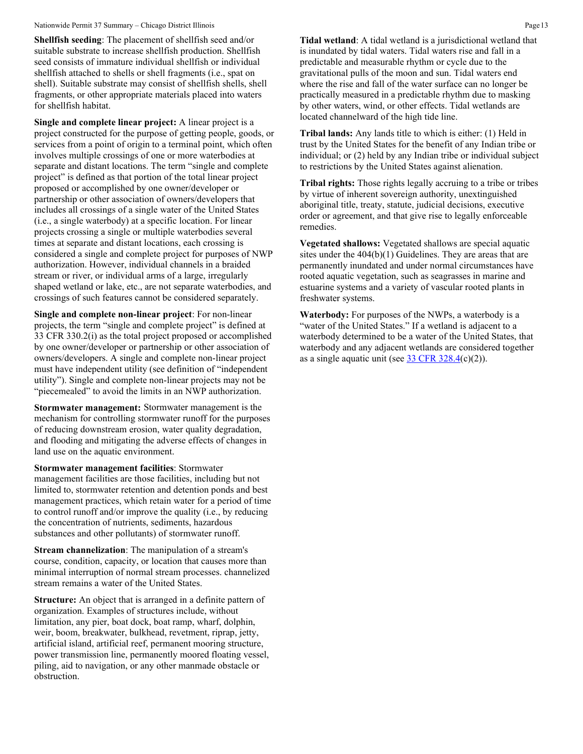**Shellfish seeding**: The placement of shellfish seed and/or suitable substrate to increase shellfish production. Shellfish seed consists of immature individual shellfish or individual shellfish attached to shells or shell fragments (i.e., spat on shell). Suitable substrate may consist of shellfish shells, shell fragments, or other appropriate materials placed into waters for shellfish habitat.

**Single and complete linear project:** A linear project is a project constructed for the purpose of getting people, goods, or services from a point of origin to a terminal point, which often involves multiple crossings of one or more waterbodies at separate and distant locations. The term "single and complete project" is defined as that portion of the total linear project proposed or accomplished by one owner/developer or partnership or other association of owners/developers that includes all crossings of a single water of the United States (i.e., a single waterbody) at a specific location. For linear projects crossing a single or multiple waterbodies several times at separate and distant locations, each crossing is considered a single and complete project for purposes of NWP authorization. However, individual channels in a braided stream or river, or individual arms of a large, irregularly shaped wetland or lake, etc., are not separate waterbodies, and crossings of such features cannot be considered separately.

**Single and complete non-linear project**: For non-linear projects, the term "single and complete project" is defined at 33 CFR 330.2(i) as the total project proposed or accomplished by one owner/developer or partnership or other association of owners/developers. A single and complete non-linear project must have independent utility (see definition of "independent utility"). Single and complete non-linear projects may not be "piecemealed" to avoid the limits in an NWP authorization.

**Stormwater management:** Stormwater management is the mechanism for controlling stormwater runoff for the purposes of reducing downstream erosion, water quality degradation, and flooding and mitigating the adverse effects of changes in land use on the aquatic environment.

**Stormwater management facilities**: Stormwater management facilities are those facilities, including but not limited to, stormwater retention and detention ponds and best management practices, which retain water for a period of time to control runoff and/or improve the quality (i.e., by reducing the concentration of nutrients, sediments, hazardous substances and other pollutants) of stormwater runoff.

**Stream channelization**: The manipulation of a stream's course, condition, capacity, or location that causes more than minimal interruption of normal stream processes. channelized stream remains a water of the United States.

**Structure:** An object that is arranged in a definite pattern of organization. Examples of structures include, without limitation, any pier, boat dock, boat ramp, wharf, dolphin, weir, boom, breakwater, bulkhead, revetment, riprap, jetty, artificial island, artificial reef, permanent mooring structure, power transmission line, permanently moored floating vessel, piling, aid to navigation, or any other manmade obstacle or obstruction.

**Tidal wetland**: A tidal wetland is a jurisdictional wetland that is inundated by tidal waters. Tidal waters rise and fall in a predictable and measurable rhythm or cycle due to the gravitational pulls of the moon and sun. Tidal waters end where the rise and fall of the water surface can no longer be practically measured in a predictable rhythm due to masking by other waters, wind, or other effects. Tidal wetlands are located channelward of the high tide line.

**Tribal lands:** Any lands title to which is either: (1) Held in trust by the United States for the benefit of any Indian tribe or individual; or (2) held by any Indian tribe or individual subject to restrictions by the United States against alienation.

**Tribal rights:** Those rights legally accruing to a tribe or tribes by virtue of inherent sovereign authority, unextinguished aboriginal title, treaty, statute, judicial decisions, executive order or agreement, and that give rise to legally enforceable remedies.

**Vegetated shallows:** Vegetated shallows are special aquatic sites under the 404(b)(1) Guidelines. They are areas that are permanently inundated and under normal circumstances have rooted aquatic vegetation, such as seagrasses in marine and estuarine systems and a variety of vascular rooted plants in freshwater systems.

**Waterbody:** For purposes of the NWPs, a waterbody is a "water of the United States." If a wetland is adjacent to a waterbody determined to be a water of the United States, that waterbody and any adjacent wetlands are considered together as a single aquatic unit (see 33 CFR 328.4(c)(2)).